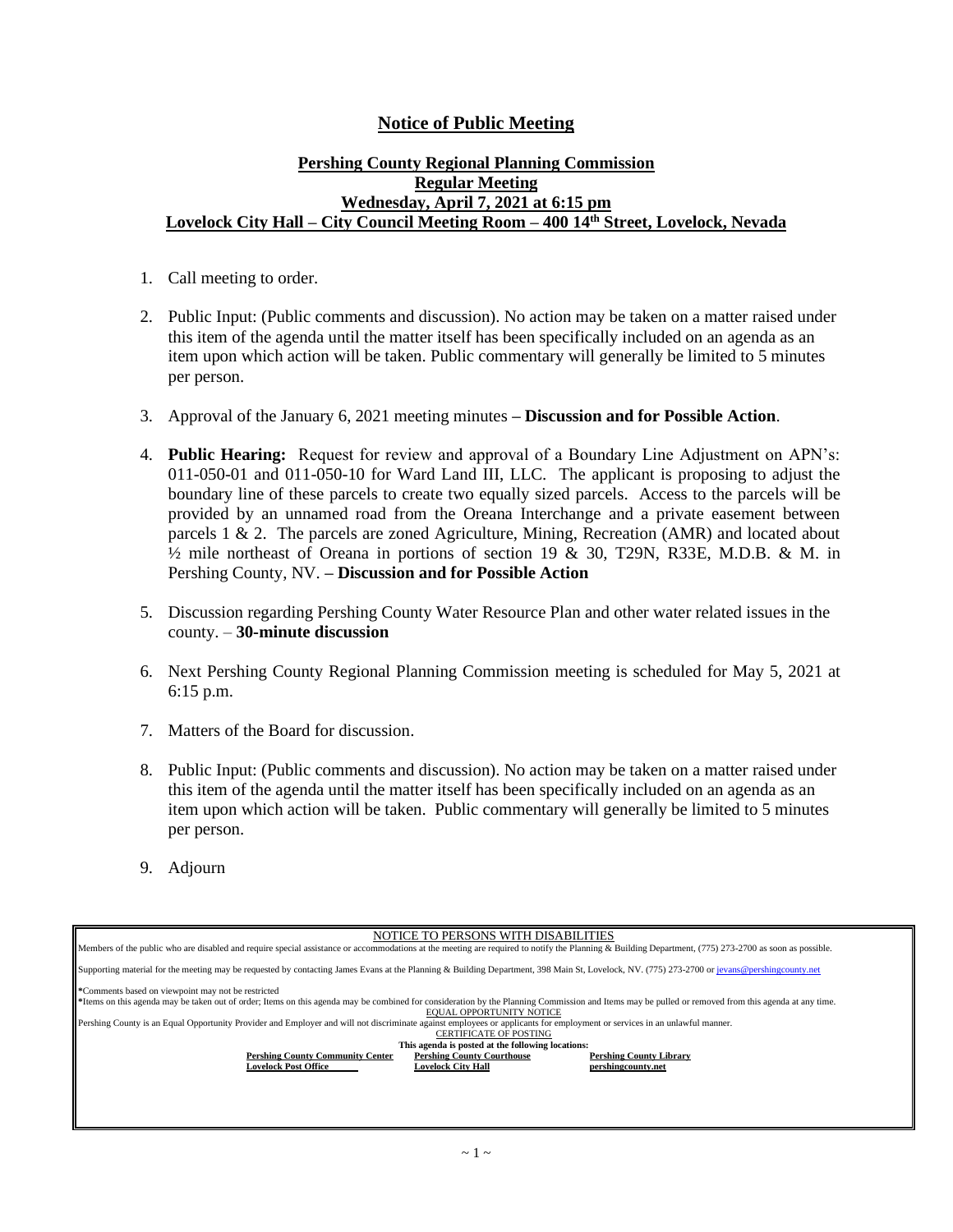# Notice of Public Meeting

## Pershing County Regional Planning Commission
## Regular Meeting
## Wednesday, April 7, 2021 at 6:15 pm
## Lovelock City Hall – City Council Meeting Room – 400 14th Street, Lovelock, Nevada

1. Call meeting to order.

2. Public Input: (Public comments and discussion). No action may be taken on a matter raised under this item of the agenda until the matter itself has been specifically included on an agenda as an item upon which action will be taken. Public commentary will generally be limited to 5 minutes per person.

3. Approval of the January 6, 2021 meeting minutes **– Discussion and for Possible Action**.

4. **Public Hearing:** Request for review and approval of a Boundary Line Adjustment on APN's: 011-050-01 and 011-050-10 for Ward Land III, LLC. The applicant is proposing to adjust the boundary line of these parcels to create two equally sized parcels. Access to the parcels will be provided by an unnamed road from the Oreana Interchange and a private easement between parcels 1 & 2. The parcels are zoned Agriculture, Mining, Recreation (AMR) and located about ½ mile northeast of Oreana in portions of section 19 & 30, T29N, R33E, M.D.B. & M. in Pershing County, NV. **– Discussion and for Possible Action**

5. Discussion regarding Pershing County Water Resource Plan and other water related issues in the county. – **30-minute discussion**

6. Next Pershing County Regional Planning Commission meeting is scheduled for May 5, 2021 at 6:15 p.m.

7. Matters of the Board for discussion.

8. Public Input: (Public comments and discussion). No action may be taken on a matter raised under this item of the agenda until the matter itself has been specifically included on an agenda as an item upon which action will be taken. Public commentary will generally be limited to 5 minutes per person.

9. Adjourn

---

NOTICE TO PERSONS WITH DISABILITIES

Members of the public who are disabled and require special assistance or accommodations at the meeting are required to notify the Planning & Building Department, (775) 273-2700 as soon as possible.

Supporting material for the meeting may be requested by contacting James Evans at the Planning & Building Department, 398 Main St, Lovelock, NV. (775) 273-2700 or jevans@pershingcounty.net

*Comments based on viewpoint may not be restricted

*Items on this agenda may be taken out of order; Items on this agenda may be combined for consideration by the Planning Commission and Items may be pulled or removed from this agenda at any time.

EQUAL OPPORTUNITY NOTICE

Pershing County is an Equal Opportunity Provider and Employer and will not discriminate against employees or applicants for employment or services in an unlawful manner.

CERTIFICATE OF POSTING

**This agenda is posted at the following locations:**

| **Pershing County Community Center** | **Pershing County Courthouse** | **Pershing County Library** |
| --- | --- | --- |
| **Lovelock Post Office** | **Lovelock City Hall** | **pershingcounty.net** |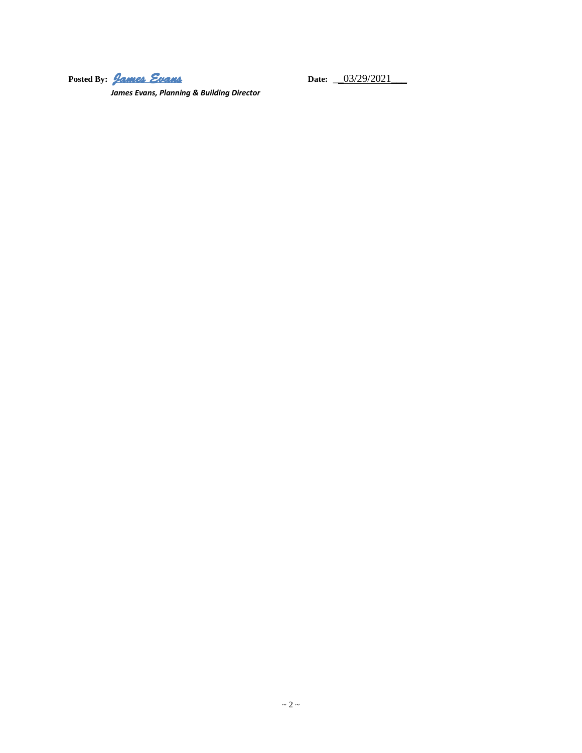**Posted By:** *James Evans*

*James Evans, Planning & Building Director*

**Date:** __03/29/2021___